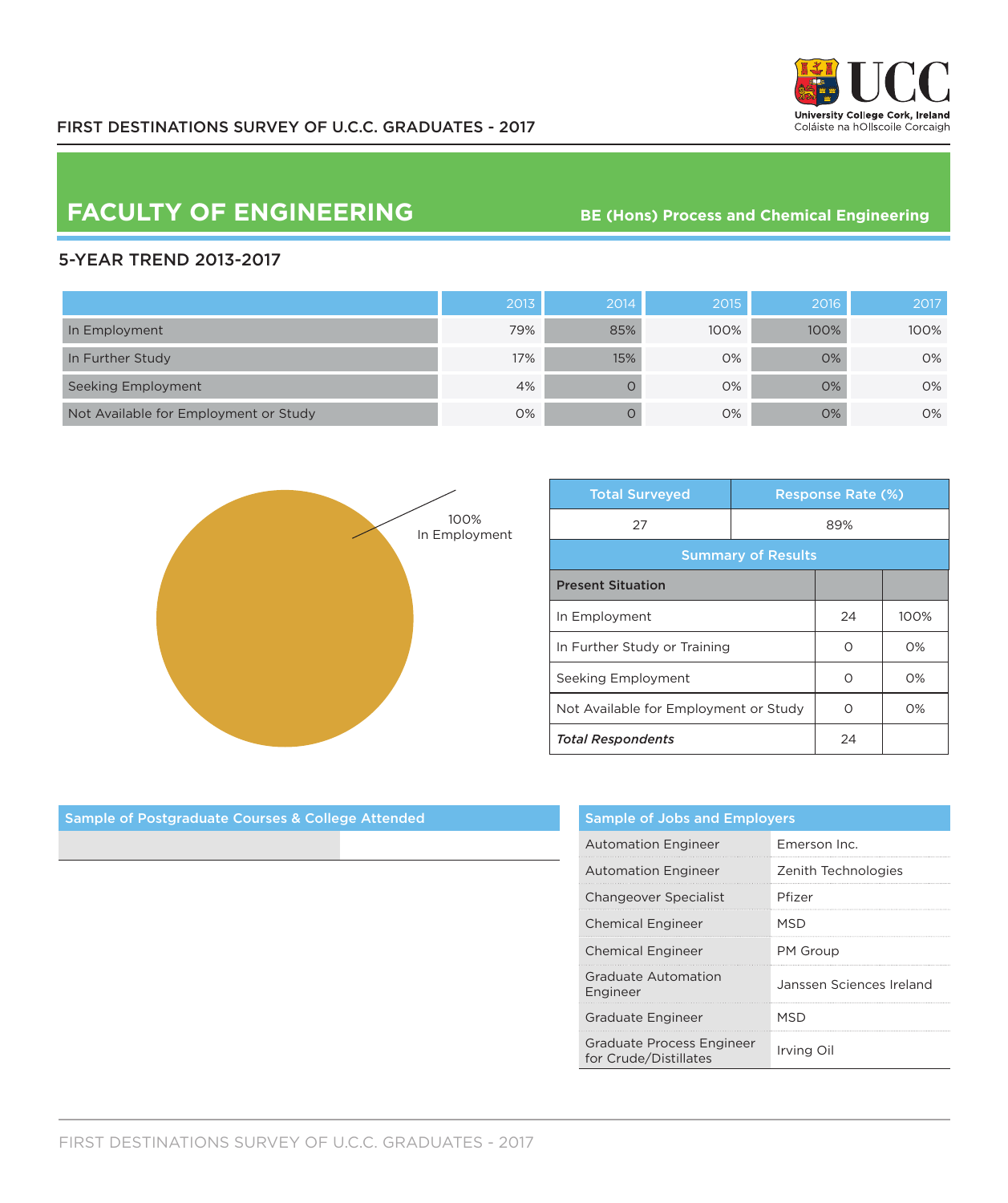# FIRST DESTINATIONS SURVEY OF U.C.C. GRADUATES - 2017

## FACULTY OF ENGINEERING

**BE (Hons) Process and Chemical Engineering**

### 5-YEAR TREND 2013-2017

| | 2013 | 2014 | 2015 | 2016 | 2017 |
|---|---|---|---|---|---|
| In Employment | 79% | 85% | 100% | 100% | 100% |
| In Further Study | 17% | 15% | 0% | 0% | 0% |
| Seeking Employment | 4% | 0 | 0% | 0% | 0% |
| Not Available for Employment or Study | 0% | 0 | 0% | 0% | 0% |

100%
In Employment

| Total Surveyed | Response Rate (%) |
|---|---|
| 27 | 89% |

**Summary of Results**

| Present Situation | | |
|---|---|---|
| In Employment | 24 | 100% |
| In Further Study or Training | 0 | 0% |
| Seeking Employment | 0 | 0% |
| Not Available for Employment or Study | 0 | 0% |
| *Total Respondents* | 24 | |

### Sample of Postgraduate Courses & College Attended

### Sample of Jobs and Employers

| | |
|---|---|
| Automation Engineer | Emerson Inc. |
| Automation Engineer | Zenith Technologies |
| Changeover Specialist | Pfizer |
| Chemical Engineer | MSD |
| Chemical Engineer | PM Group |
| Graduate Automation Engineer | Janssen Sciences Ireland |
| Graduate Engineer | MSD |
| Graduate Process Engineer for Crude/Distillates | Irving Oil |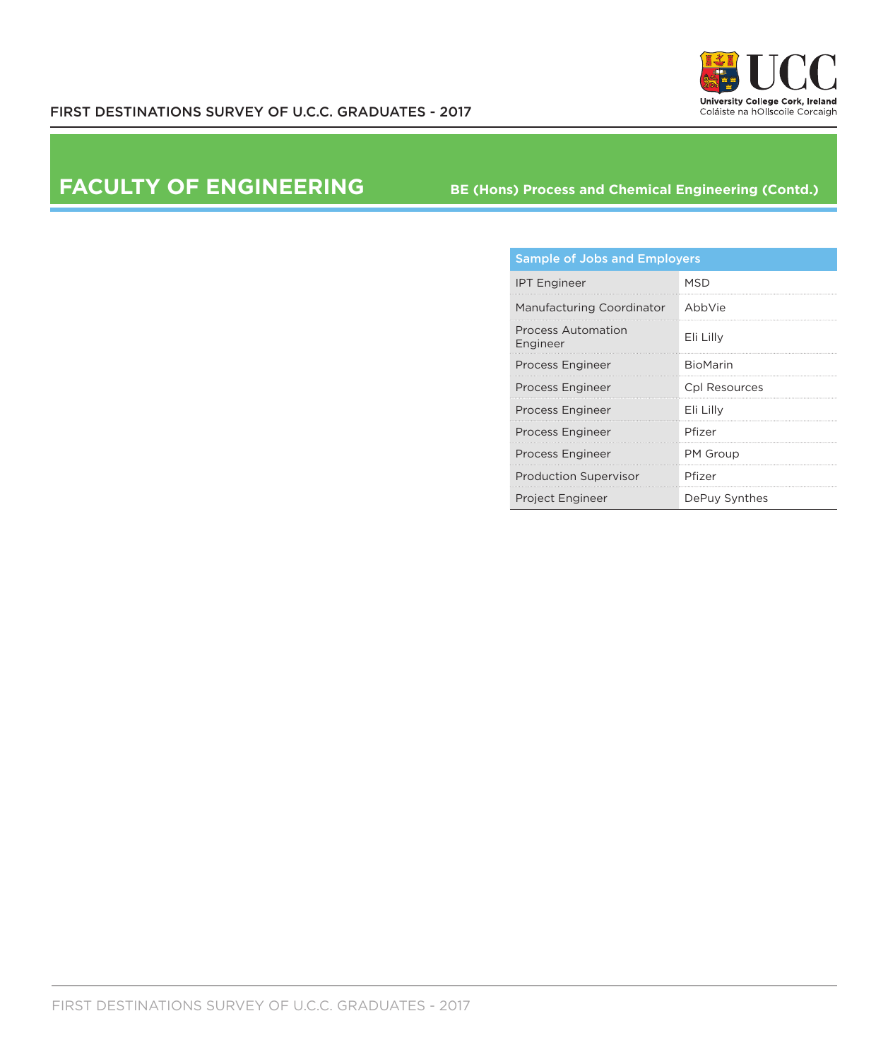# FACULTY OF ENGINEERING

## BE (Hons) Process and Chemical Engineering (Contd.)

| Sample of Jobs and Employers | |
|---|---|
| IPT Engineer | MSD |
| Manufacturing Coordinator | AbbVie |
| Process Automation Engineer | Eli Lilly |
| Process Engineer | BioMarin |
| Process Engineer | Cpl Resources |
| Process Engineer | Eli Lilly |
| Process Engineer | Pfizer |
| Process Engineer | PM Group |
| Production Supervisor | Pfizer |
| Project Engineer | DePuy Synthes |